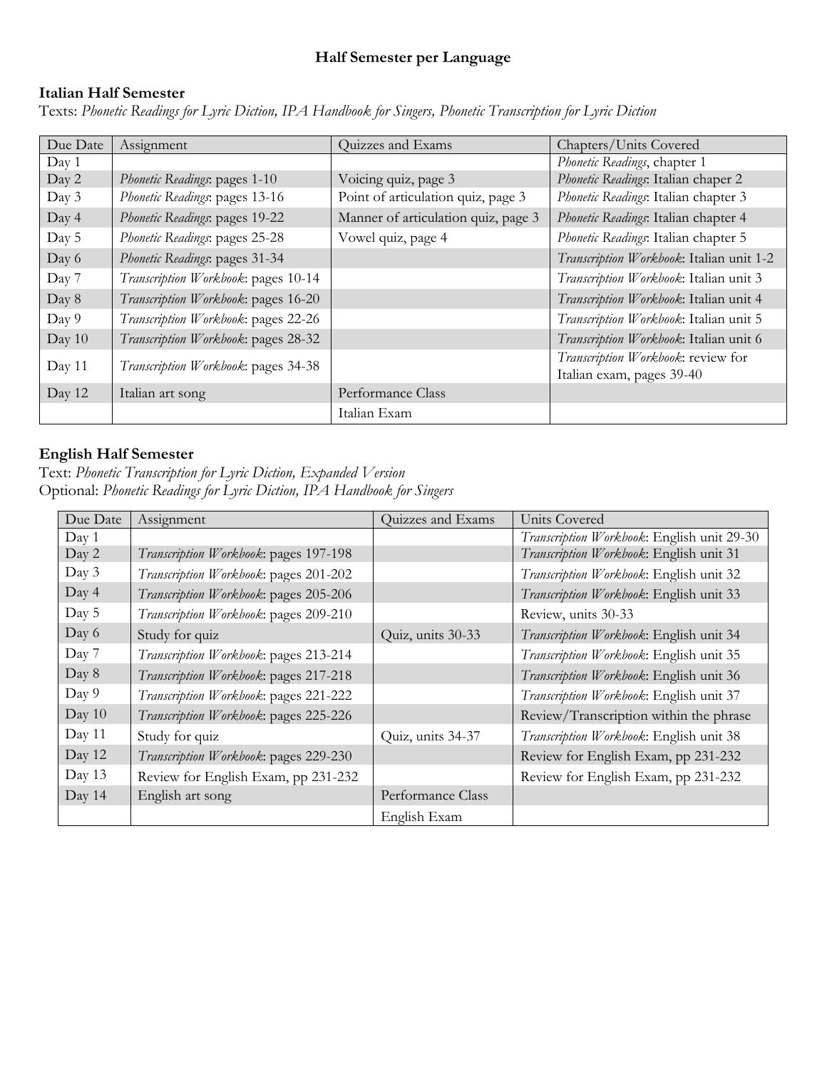**Half Semester per Language**

**Italian Half Semester**

Texts: *Phonetic Readings for Lyric Diction, IPA Handbook for Singers, Phonetic Transcription for Lyric Diction*

| Due Date | Assignment | Quizzes and Exams | Chapters/Units Covered |
|---|---|---|---|
| Day 1 | | | *Phonetic Readings*, chapter 1 |
| Day 2 | *Phonetic Readings*: pages 1-10 | Voicing quiz, page 3 | *Phonetic Readings*: Italian chaper 2 |
| Day 3 | *Phonetic Readings*: pages 13-16 | Point of articulation quiz, page 3 | *Phonetic Readings*: Italian chapter 3 |
| Day 4 | *Phonetic Readings*: pages 19-22 | Manner of articulation quiz, page 3 | *Phonetic Readings*: Italian chapter 4 |
| Day 5 | *Phonetic Readings*: pages 25-28 | Vowel quiz, page 4 | *Phonetic Readings*: Italian chapter 5 |
| Day 6 | *Phonetic Readings*: pages 31-34 | | *Transcription Workbook*: Italian unit 1-2 |
| Day 7 | *Transcription Workbook*: pages 10-14 | | *Transcription Workbook*: Italian unit 3 |
| Day 8 | *Transcription Workbook*: pages 16-20 | | *Transcription Workbook*: Italian unit 4 |
| Day 9 | *Transcription Workbook*: pages 22-26 | | *Transcription Workbook*: Italian unit 5 |
| Day 10 | *Transcription Workbook*: pages 28-32 | | *Transcription Workbook*: Italian unit 6 |
| Day 11 | *Transcription Workbook*: pages 34-38 | | *Transcription Workbook*: review for Italian exam, pages 39-40 |
| Day 12 | Italian art song | Performance Class | |
| | | Italian Exam | |

**English Half Semester**

Text: *Phonetic Transcription for Lyric Diction, Expanded Version*
Optional: *Phonetic Readings for Lyric Diction, IPA Handbook for Singers*

| Due Date | Assignment | Quizzes and Exams | Units Covered |
|---|---|---|---|
| Day 1 | | | *Transcription Workbook*: English unit 29-30 |
| Day 2 | *Transcription Workbook*: pages 197-198 | | *Transcription Workbook*: English unit 31 |
| Day 3 | *Transcription Workbook*: pages 201-202 | | *Transcription Workbook*: English unit 32 |
| Day 4 | *Transcription Workbook*: pages 205-206 | | *Transcription Workbook*: English unit 33 |
| Day 5 | *Transcription Workbook*: pages 209-210 | | Review, units 30-33 |
| Day 6 | Study for quiz | Quiz, units 30-33 | *Transcription Workbook*: English unit 34 |
| Day 7 | *Transcription Workbook*: pages 213-214 | | *Transcription Workbook*: English unit 35 |
| Day 8 | *Transcription Workbook*: pages 217-218 | | *Transcription Workbook*: English unit 36 |
| Day 9 | *Transcription Workbook*: pages 221-222 | | *Transcription Workbook*: English unit 37 |
| Day 10 | *Transcription Workbook*: pages 225-226 | | Review/Transcription within the phrase |
| Day 11 | Study for quiz | Quiz, units 34-37 | *Transcription Workbook*: English unit 38 |
| Day 12 | *Transcription Workbook*: pages 229-230 | | Review for English Exam, pp 231-232 |
| Day 13 | Review for English Exam, pp 231-232 | | Review for English Exam, pp 231-232 |
| Day 14 | English art song | Performance Class | |
| | | English Exam | |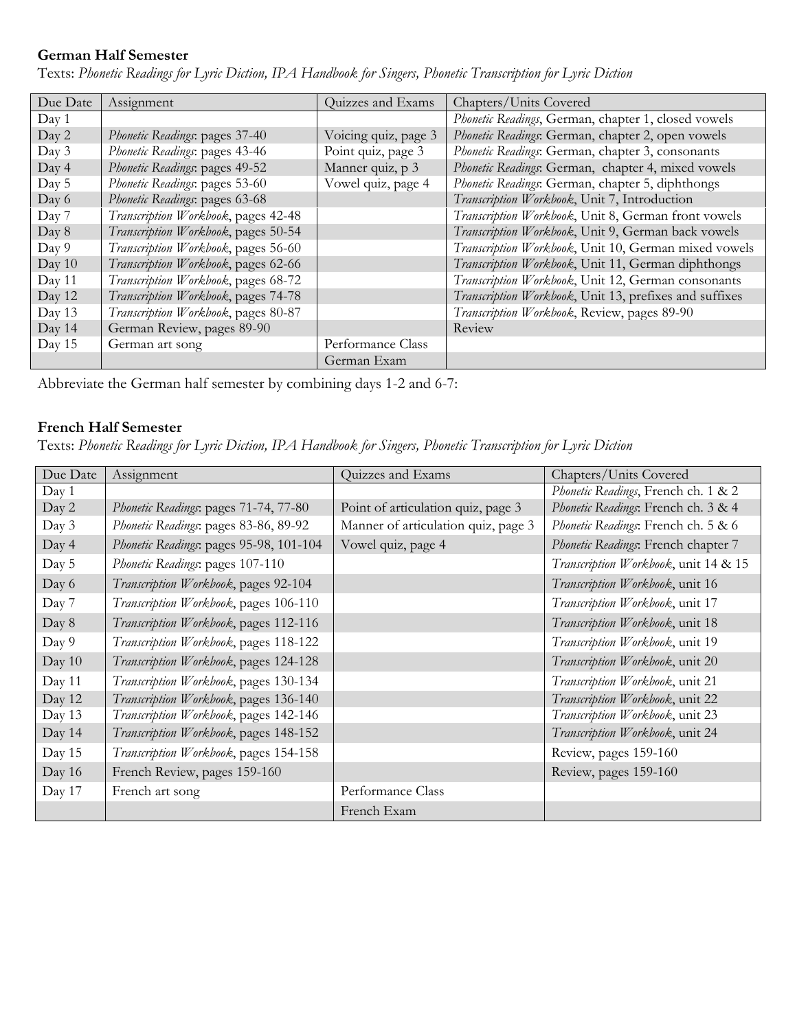**German Half Semester**

Texts: *Phonetic Readings for Lyric Diction, IPA Handbook for Singers, Phonetic Transcription for Lyric Diction*

| Due Date | Assignment | Quizzes and Exams | Chapters/Units Covered |
|---|---|---|---|
| Day 1 | | | *Phonetic Readings*, German, chapter 1, closed vowels |
| Day 2 | *Phonetic Readings*: pages 37-40 | Voicing quiz, page 3 | *Phonetic Readings*: German, chapter 2, open vowels |
| Day 3 | *Phonetic Readings*: pages 43-46 | Point quiz, page 3 | *Phonetic Readings*: German, chapter 3, consonants |
| Day 4 | *Phonetic Readings*: pages 49-52 | Manner quiz, p 3 | *Phonetic Readings*: German, chapter 4, mixed vowels |
| Day 5 | *Phonetic Readings*: pages 53-60 | Vowel quiz, page 4 | *Phonetic Readings*: German, chapter 5, diphthongs |
| Day 6 | *Phonetic Readings*: pages 63-68 | | *Transcription Workbook*, Unit 7, Introduction |
| Day 7 | *Transcription Workbook*, pages 42-48 | | *Transcription Workbook*, Unit 8, German front vowels |
| Day 8 | *Transcription Workbook*, pages 50-54 | | *Transcription Workbook*, Unit 9, German back vowels |
| Day 9 | *Transcription Workbook*, pages 56-60 | | *Transcription Workbook*, Unit 10, German mixed vowels |
| Day 10 | *Transcription Workbook*, pages 62-66 | | *Transcription Workbook*, Unit 11, German diphthongs |
| Day 11 | *Transcription Workbook*, pages 68-72 | | *Transcription Workbook*, Unit 12, German consonants |
| Day 12 | *Transcription Workbook*, pages 74-78 | | *Transcription Workbook*, Unit 13, prefixes and suffixes |
| Day 13 | *Transcription Workbook*, pages 80-87 | | *Transcription Workbook*, Review, pages 89-90 |
| Day 14 | German Review, pages 89-90 | | Review |
| Day 15 | German art song | Performance Class | |
| | | German Exam | |

Abbreviate the German half semester by combining days 1-2 and 6-7:

**French Half Semester**

Texts: *Phonetic Readings for Lyric Diction, IPA Handbook for Singers, Phonetic Transcription for Lyric Diction*

| Due Date | Assignment | Quizzes and Exams | Chapters/Units Covered |
|---|---|---|---|
| Day 1 | | | *Phonetic Readings*, French ch. 1 & 2 |
| Day 2 | *Phonetic Readings*: pages 71-74, 77-80 | Point of articulation quiz, page 3 | *Phonetic Readings*: French ch. 3 & 4 |
| Day 3 | *Phonetic Readings*: pages 83-86, 89-92 | Manner of articulation quiz, page 3 | *Phonetic Readings*: French ch. 5 & 6 |
| Day 4 | *Phonetic Readings*: pages 95-98, 101-104 | Vowel quiz, page 4 | *Phonetic Readings*: French chapter 7 |
| Day 5 | *Phonetic Readings*: pages 107-110 | | *Transcription Workbook*, unit 14 & 15 |
| Day 6 | *Transcription Workbook*, pages 92-104 | | *Transcription Workbook*, unit 16 |
| Day 7 | *Transcription Workbook*, pages 106-110 | | *Transcription Workbook*, unit 17 |
| Day 8 | *Transcription Workbook*, pages 112-116 | | *Transcription Workbook*, unit 18 |
| Day 9 | *Transcription Workbook*, pages 118-122 | | *Transcription Workbook*, unit 19 |
| Day 10 | *Transcription Workbook*, pages 124-128 | | *Transcription Workbook*, unit 20 |
| Day 11 | *Transcription Workbook*, pages 130-134 | | *Transcription Workbook*, unit 21 |
| Day 12 | *Transcription Workbook*, pages 136-140 | | *Transcription Workbook*, unit 22 |
| Day 13 | *Transcription Workbook*, pages 142-146 | | *Transcription Workbook*, unit 23 |
| Day 14 | *Transcription Workbook*, pages 148-152 | | *Transcription Workbook*, unit 24 |
| Day 15 | *Transcription Workbook*, pages 154-158 | | Review, pages 159-160 |
| Day 16 | French Review, pages 159-160 | | Review, pages 159-160 |
| Day 17 | French art song | Performance Class | |
| | | French Exam | |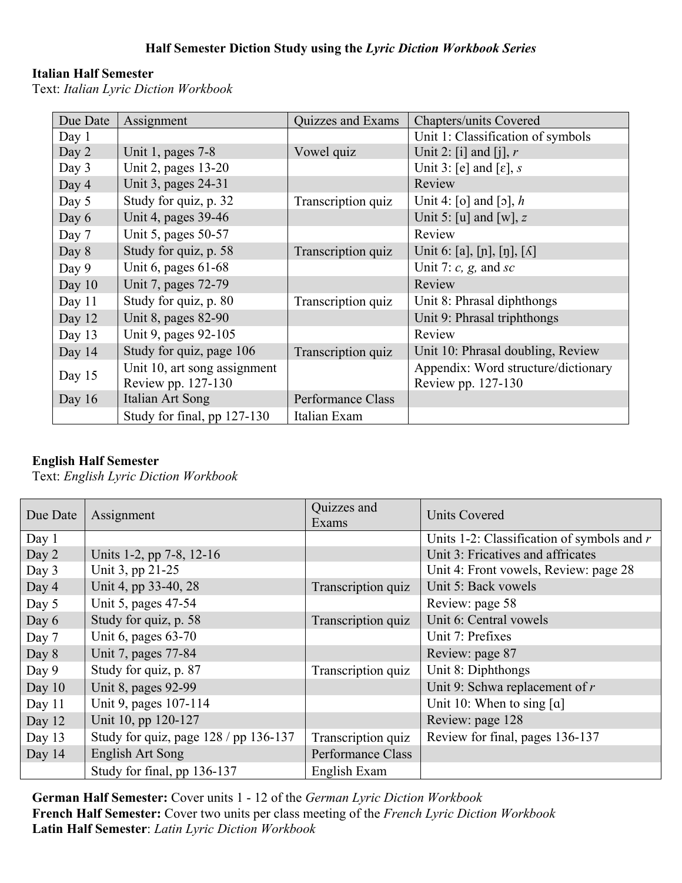**Half Semester Diction Study using the *Lyric Diction Workbook Series***

**Italian Half Semester**
Text: *Italian Lyric Diction Workbook*

| Due Date | Assignment | Quizzes and Exams | Chapters/units Covered |
|---|---|---|---|
| Day 1 | | | Unit 1: Classification of symbols |
| Day 2 | Unit 1, pages 7-8 | Vowel quiz | Unit 2: [i] and [j], *r* |
| Day 3 | Unit 2, pages 13-20 | | Unit 3: [e] and [ɛ], *s* |
| Day 4 | Unit 3, pages 24-31 | | Review |
| Day 5 | Study for quiz, p. 32 | Transcription quiz | Unit 4: [o] and [ɔ], *h* |
| Day 6 | Unit 4, pages 39-46 | | Unit 5: [u] and [w], *z* |
| Day 7 | Unit 5, pages 50-57 | | Review |
| Day 8 | Study for quiz, p. 58 | Transcription quiz | Unit 6: [a], [ɲ], [ŋ], [ʎ] |
| Day 9 | Unit 6, pages 61-68 | | Unit 7: *c, g,* and *sc* |
| Day 10 | Unit 7, pages 72-79 | | Review |
| Day 11 | Study for quiz, p. 80 | Transcription quiz | Unit 8: Phrasal diphthongs |
| Day 12 | Unit 8, pages 82-90 | | Unit 9: Phrasal triphthongs |
| Day 13 | Unit 9, pages 92-105 | | Review |
| Day 14 | Study for quiz, page 106 | Transcription quiz | Unit 10: Phrasal doubling, Review |
| Day 15 | Unit 10, art song assignment Review pp. 127-130 | | Appendix: Word structure/dictionary Review pp. 127-130 |
| Day 16 | Italian Art Song | Performance Class | |
| | Study for final, pp 127-130 | Italian Exam | |

**English Half Semester**
Text: *English Lyric Diction Workbook*

| Due Date | Assignment | Quizzes and Exams | Units Covered |
|---|---|---|---|
| Day 1 | | | Units 1-2: Classification of symbols and *r* |
| Day 2 | Units 1-2, pp 7-8, 12-16 | | Unit 3: Fricatives and affricates |
| Day 3 | Unit 3, pp 21-25 | | Unit 4: Front vowels, Review: page 28 |
| Day 4 | Unit 4, pp 33-40, 28 | Transcription quiz | Unit 5: Back vowels |
| Day 5 | Unit 5, pages 47-54 | | Review: page 58 |
| Day 6 | Study for quiz, p. 58 | Transcription quiz | Unit 6: Central vowels |
| Day 7 | Unit 6, pages 63-70 | | Unit 7: Prefixes |
| Day 8 | Unit 7, pages 77-84 | | Review: page 87 |
| Day 9 | Study for quiz, p. 87 | Transcription quiz | Unit 8: Diphthongs |
| Day 10 | Unit 8, pages 92-99 | | Unit 9: Schwa replacement of *r* |
| Day 11 | Unit 9, pages 107-114 | | Unit 10: When to sing [ɑ] |
| Day 12 | Unit 10, pp 120-127 | | Review: page 128 |
| Day 13 | Study for quiz, page 128 / pp 136-137 | Transcription quiz | Review for final, pages 136-137 |
| Day 14 | English Art Song | Performance Class | |
| | Study for final, pp 136-137 | English Exam | |

**German Half Semester:** Cover units 1 - 12 of the *German Lyric Diction Workbook*
**French Half Semester:** Cover two units per class meeting of the *French Lyric Diction Workbook*
**Latin Half Semester**: *Latin Lyric Diction Workbook*